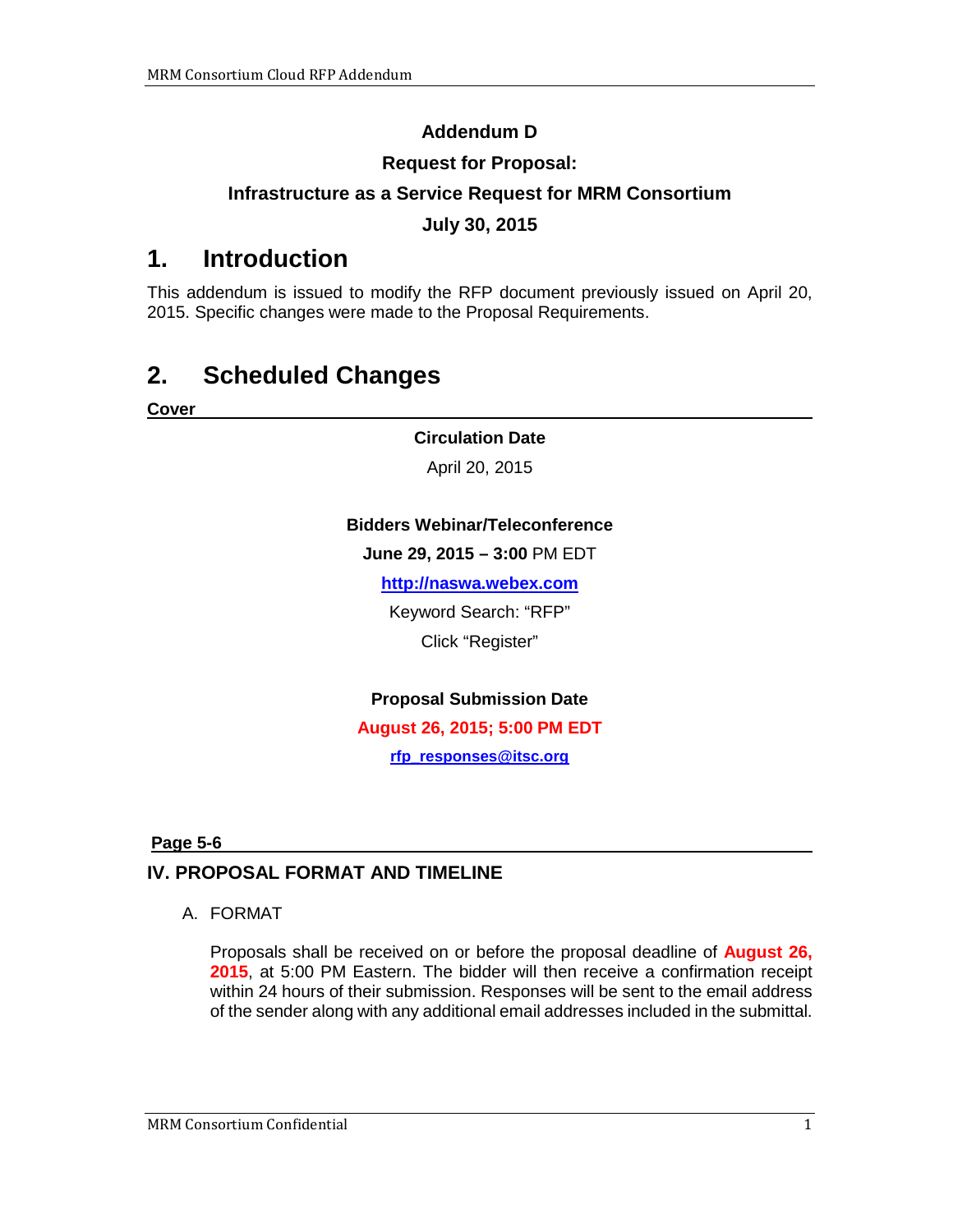**Addendum D**

**Request for Proposal:**

**Infrastructure as a Service Request for MRM Consortium**

**July 30, 2015**

# 1. Introduction

This addendum is issued to modify the RFP document previously issued on April 20, 2015. Specific changes were made to the Proposal Requirements.

# 2. Scheduled Changes

**Cover**

**Circulation Date**

April 20, 2015

**Bidders Webinar/Teleconference**

**June 29, 2015 – 3:00** PM EDT

**http://naswa.webex.com**

Keyword Search: "RFP"

Click "Register"

**Proposal Submission Date**

**August 26, 2015; 5:00 PM EDT**

**rfp_responses@itsc.org**

**Page 5-6**

## IV. PROPOSAL FORMAT AND TIMELINE

A. FORMAT

Proposals shall be received on or before the proposal deadline of **August 26, 2015**, at 5:00 PM Eastern. The bidder will then receive a confirmation receipt within 24 hours of their submission. Responses will be sent to the email address of the sender along with any additional email addresses included in the submittal.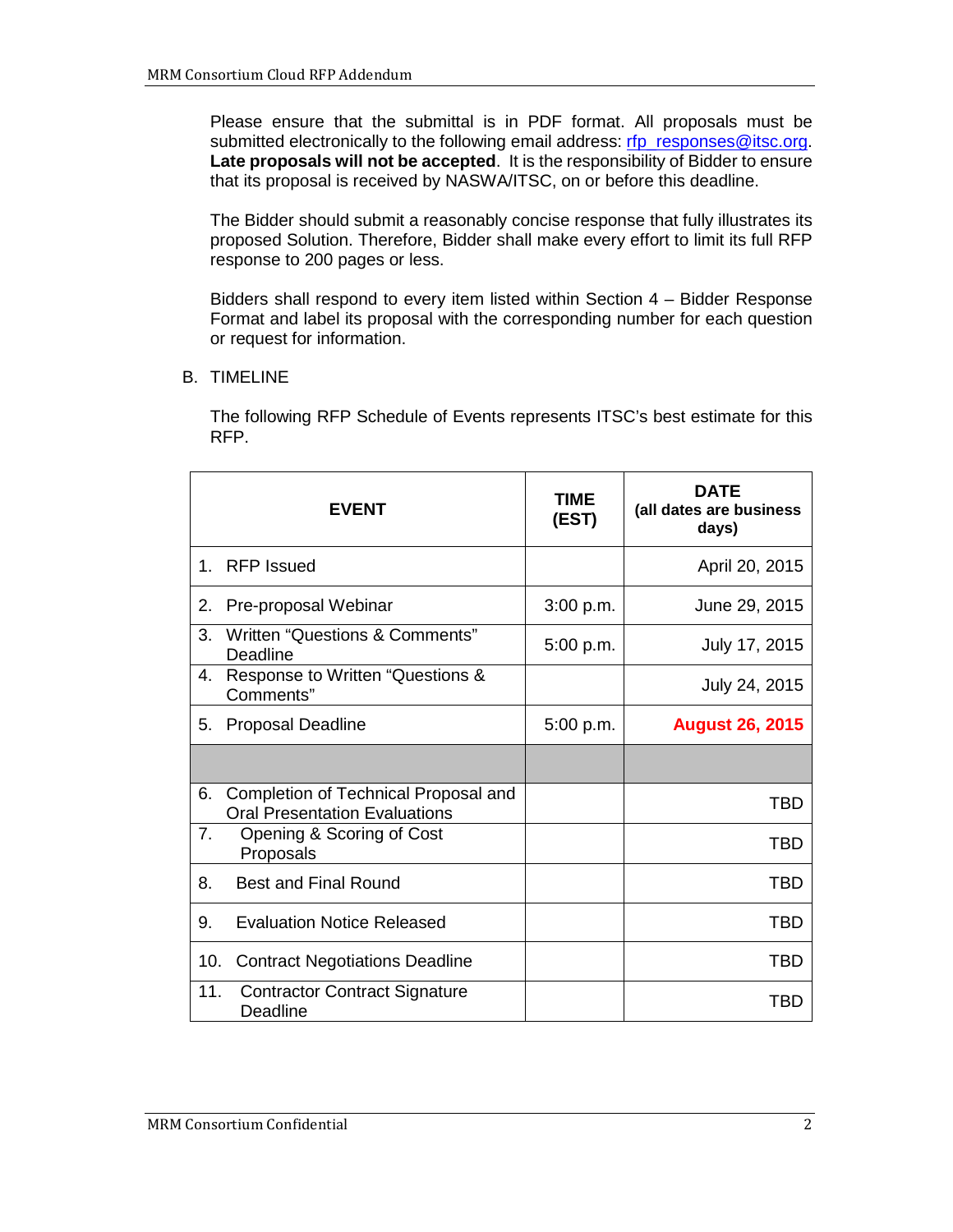Please ensure that the submittal is in PDF format. All proposals must be submitted electronically to the following email address: [rfp_responses@itsc.org](mailto:rfp_responses@itsc.org). **Late proposals will not be accepted**. It is the responsibility of Bidder to ensure that its proposal is received by NASWA/ITSC, on or before this deadline.

The Bidder should submit a reasonably concise response that fully illustrates its proposed Solution. Therefore, Bidder shall make every effort to limit its full RFP response to 200 pages or less.

Bidders shall respond to every item listed within Section 4 – Bidder Response Format and label its proposal with the corresponding number for each question or request for information.

B. TIMELINE

The following RFP Schedule of Events represents ITSC's best estimate for this RFP.

| **EVENT** | **TIME (EST)** | **DATE (all dates are business days)** |
|---|---|---|
| 1. RFP Issued | | April 20, 2015 |
| 2. Pre-proposal Webinar | 3:00 p.m. | June 29, 2015 |
| 3. Written "Questions & Comments" Deadline | 5:00 p.m. | July 17, 2015 |
| 4. Response to Written "Questions & Comments" | | July 24, 2015 |
| 5. Proposal Deadline | 5:00 p.m. | **August 26, 2015** |
| | | |
| 6. Completion of Technical Proposal and Oral Presentation Evaluations | | TBD |
| 7. Opening & Scoring of Cost Proposals | | TBD |
| 8. Best and Final Round | | TBD |
| 9. Evaluation Notice Released | | TBD |
| 10. Contract Negotiations Deadline | | TBD |
| 11. Contractor Contract Signature Deadline | | TBD |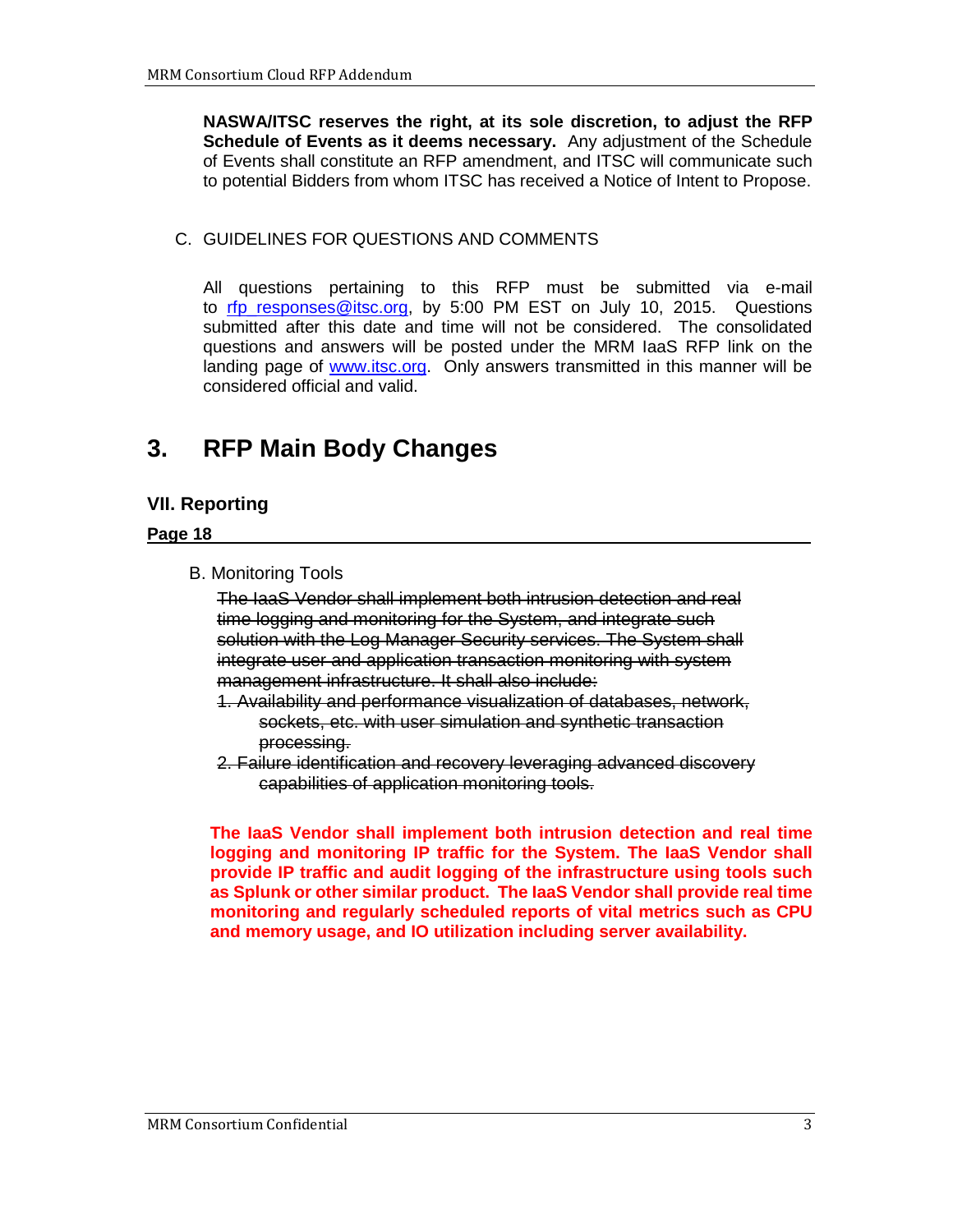**NASWA/ITSC reserves the right, at its sole discretion, to adjust the RFP Schedule of Events as it deems necessary.** Any adjustment of the Schedule of Events shall constitute an RFP amendment, and ITSC will communicate such to potential Bidders from whom ITSC has received a Notice of Intent to Propose.

C. GUIDELINES FOR QUESTIONS AND COMMENTS

All questions pertaining to this RFP must be submitted via e-mail to rfp_responses@itsc.org, by 5:00 PM EST on July 10, 2015. Questions submitted after this date and time will not be considered. The consolidated questions and answers will be posted under the MRM IaaS RFP link on the landing page of www.itsc.org. Only answers transmitted in this manner will be considered official and valid.

# 3. RFP Main Body Changes

## VII. Reporting

**Page 18**

B. Monitoring Tools

~~The IaaS Vendor shall implement both intrusion detection and real time logging and monitoring for the System, and integrate such solution with the Log Manager Security services. The System shall integrate user and application transaction monitoring with system management infrastructure. It shall also include:~~

~~1. Availability and performance visualization of databases, network, sockets, etc. with user simulation and synthetic transaction processing.~~
~~2. Failure identification and recovery leveraging advanced discovery capabilities of application monitoring tools.~~

**The IaaS Vendor shall implement both intrusion detection and real time logging and monitoring IP traffic for the System. The IaaS Vendor shall provide IP traffic and audit logging of the infrastructure using tools such as Splunk or other similar product. The IaaS Vendor shall provide real time monitoring and regularly scheduled reports of vital metrics such as CPU and memory usage, and IO utilization including server availability.**